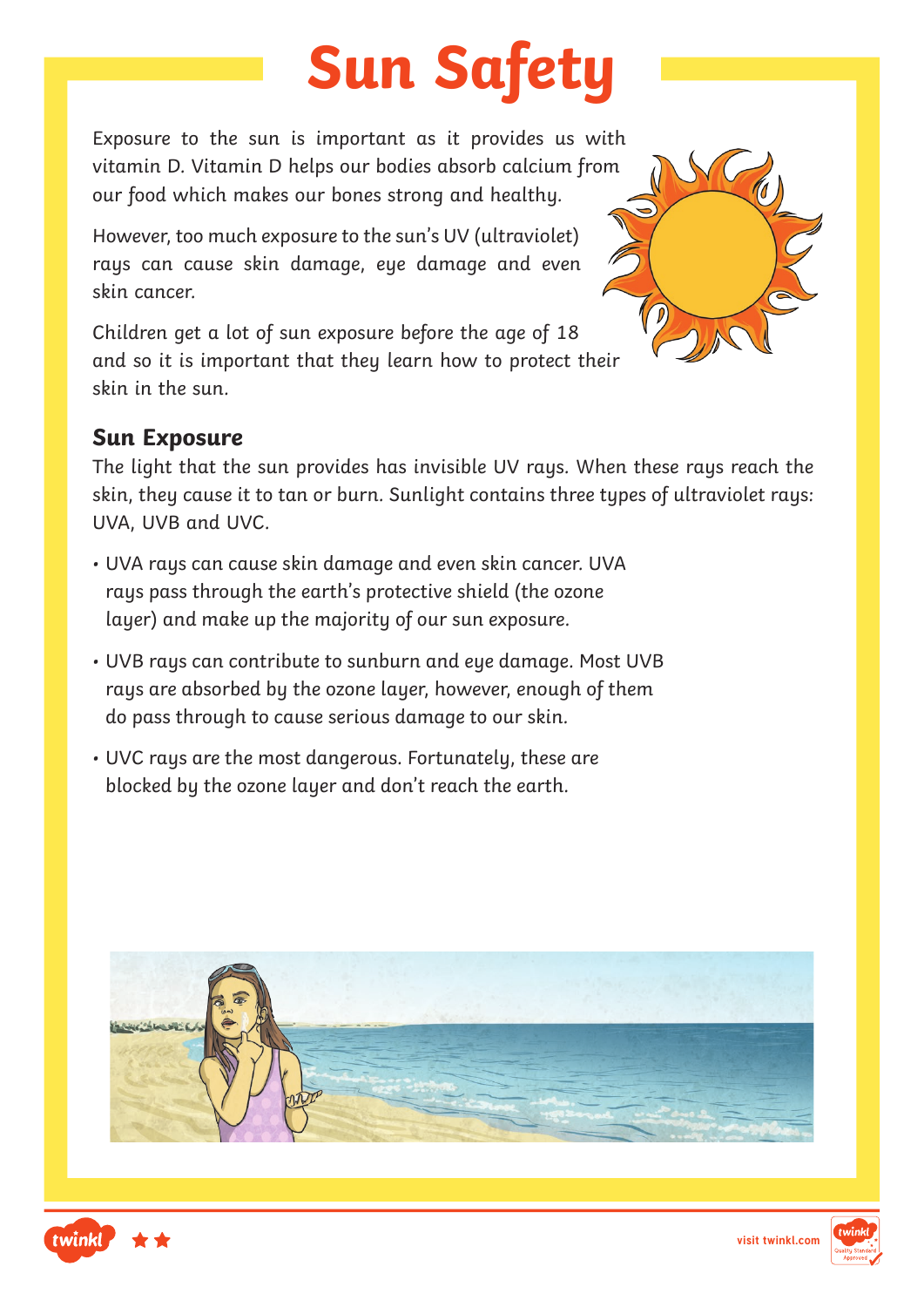# Sun Safety

Exposure to the sun is important as it provides us with vitamin D. Vitamin D helps our bodies absorb calcium from our food which makes our bones strong and healthy.

However, too much exposure to the sun's UV (ultraviolet) rays can cause skin damage, eye damage and even skin cancer.

Children get a lot of sun exposure before the age of 18 and so it is important that they learn how to protect their skin in the sun.

## Sun Exposure

The light that the sun provides has invisible UV rays. When these rays reach the skin, they cause it to tan or burn. Sunlight contains three types of ultraviolet rays: UVA, UVB and UVC.

- UVA rays can cause skin damage and even skin cancer. UVA rays pass through the earth's protective shield (the ozone layer) and make up the majority of our sun exposure.
- UVB rays can contribute to sunburn and eye damage. Most UVB rays are absorbed by the ozone layer, however, enough of them do pass through to cause serious damage to our skin.
- UVC rays are the most dangerous. Fortunately, these are blocked by the ozone layer and don't reach the earth.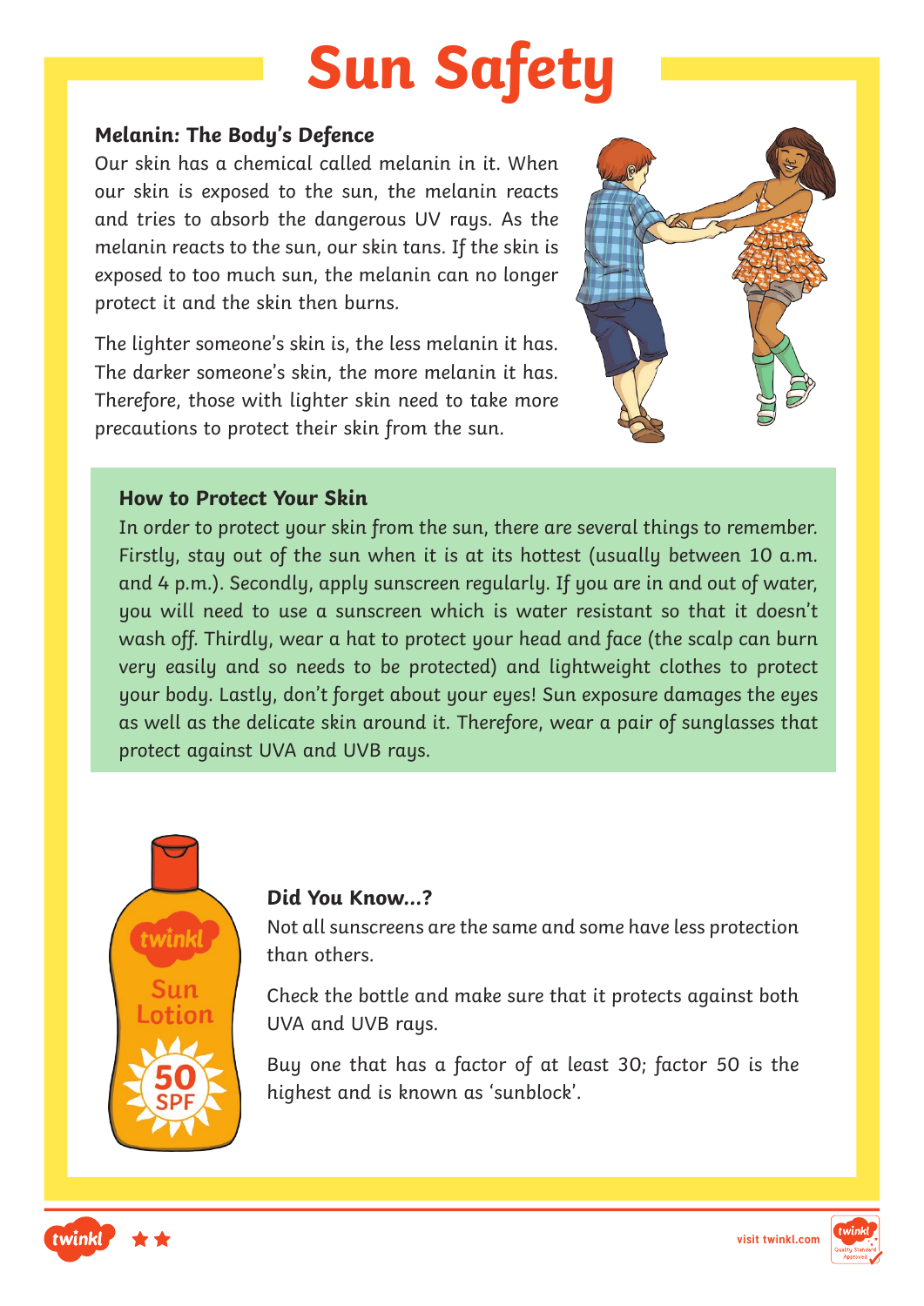# Sun Safety

### Melanin: The Body's Defence

Our skin has a chemical called melanin in it. When our skin is exposed to the sun, the melanin reacts and tries to absorb the dangerous UV rays. As the melanin reacts to the sun, our skin tans. If the skin is exposed to too much sun, the melanin can no longer protect it and the skin then burns.

The lighter someone's skin is, the less melanin it has. The darker someone's skin, the more melanin it has. Therefore, those with lighter skin need to take more precautions to protect their skin from the sun.

### How to Protect Your Skin

In order to protect your skin from the sun, there are several things to remember. Firstly, stay out of the sun when it is at its hottest (usually between 10 a.m. and 4 p.m.). Secondly, apply sunscreen regularly. If you are in and out of water, you will need to use a sunscreen which is water resistant so that it doesn't wash off. Thirdly, wear a hat to protect your head and face (the scalp can burn very easily and so needs to be protected) and lightweight clothes to protect your body. Lastly, don't forget about your eyes! Sun exposure damages the eyes as well as the delicate skin around it. Therefore, wear a pair of sunglasses that protect against UVA and UVB rays.

### Did You Know...?

Not all sunscreens are the same and some have less protection than others.

Check the bottle and make sure that it protects against both UVA and UVB rays.

Buy one that has a factor of at least 30; factor 50 is the highest and is known as 'sunblock'.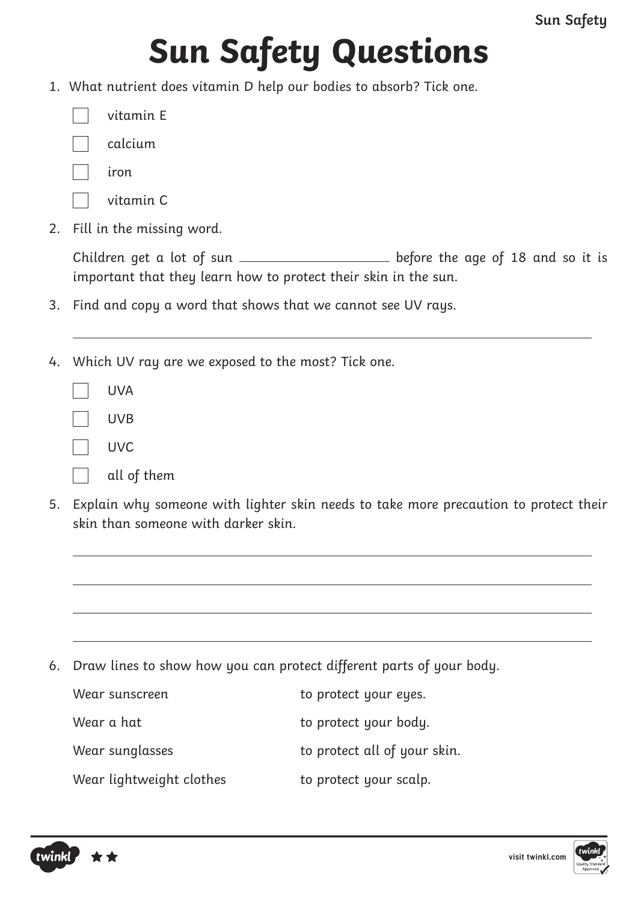# Sun Safety Questions

1. What nutrient does vitamin D help our bodies to absorb? Tick one.

   - [ ] vitamin E
   - [ ] calcium
   - [ ] iron
   - [ ] vitamin C

2. Fill in the missing word.

   Children get a lot of sun ____________________ before the age of 18 and so it is important that they learn how to protect their skin in the sun.

3. Find and copy a word that shows that we cannot see UV rays.

   ______________________________________________________________________

4. Which UV ray are we exposed to the most? Tick one.

   - [ ] UVA
   - [ ] UVB
   - [ ] UVC
   - [ ] all of them

5. Explain why someone with lighter skin needs to take more precaution to protect their skin than someone with darker skin.

   ______________________________________________________________________

   ______________________________________________________________________

   ______________________________________________________________________

   ______________________________________________________________________

6. Draw lines to show how you can protect different parts of your body.

| | |
|---|---|
| Wear sunscreen | to protect your eyes. |
| Wear a hat | to protect your body. |
| Wear sunglasses | to protect all of your skin. |
| Wear lightweight clothes | to protect your scalp. |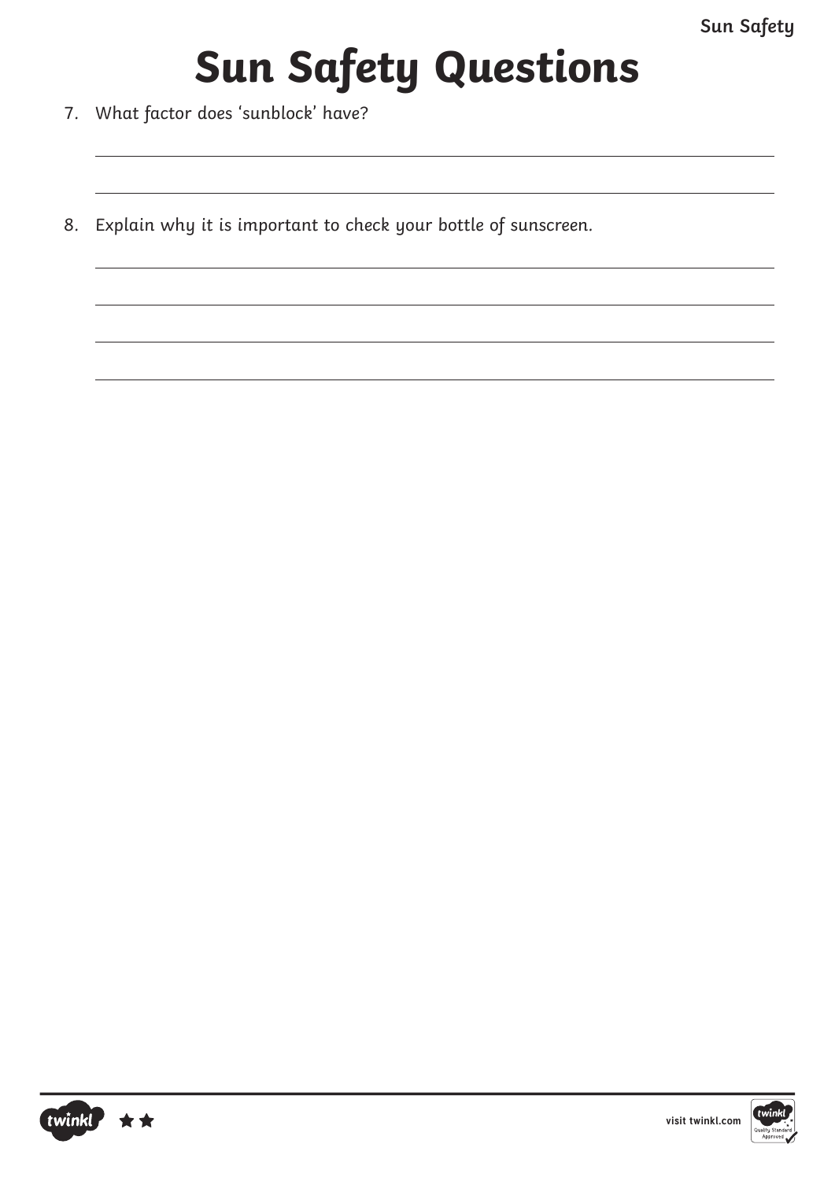# Sun Safety Questions

7. What factor does ‘sunblock’ have?

8. Explain why it is important to check your bottle of sunscreen.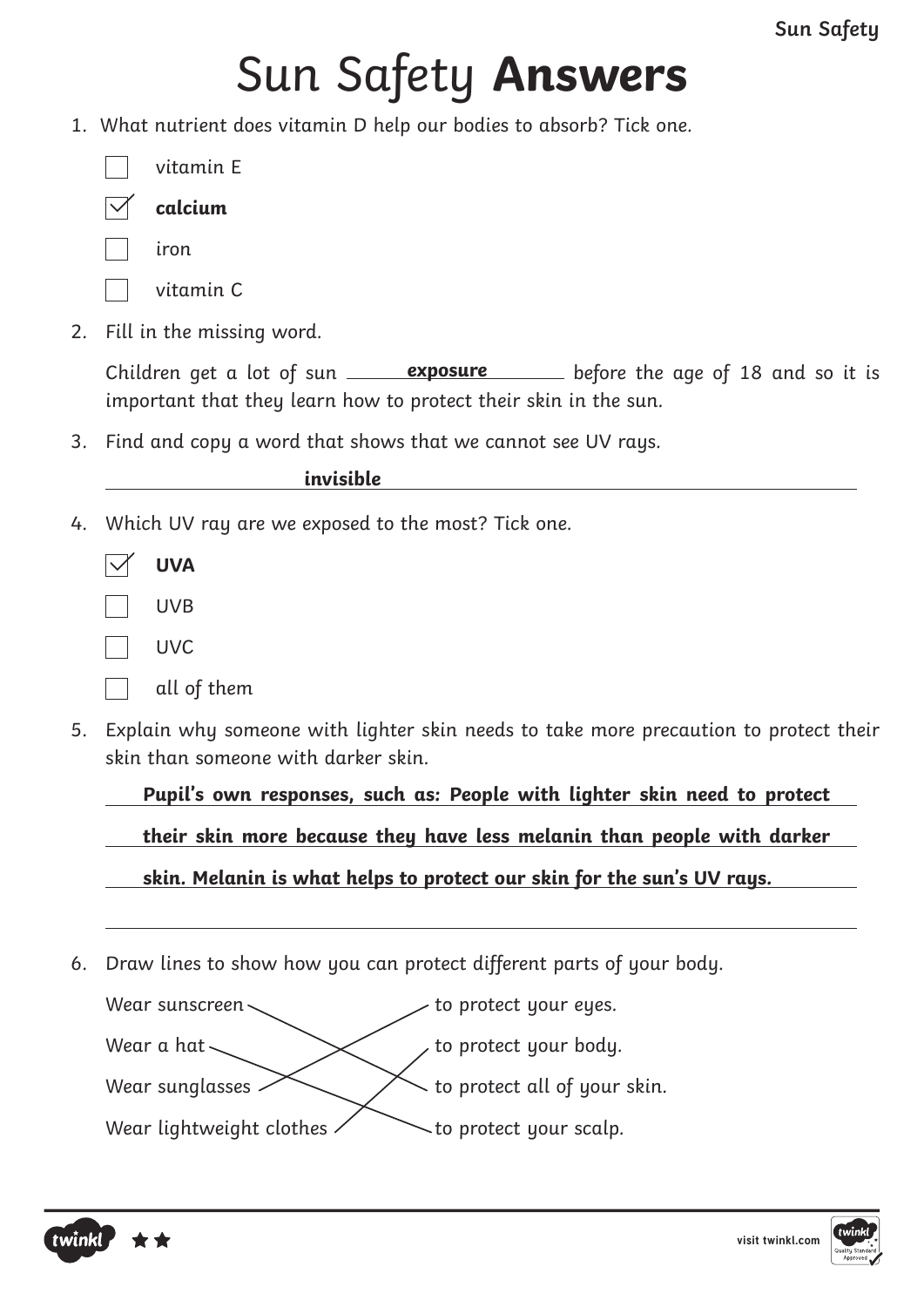# Sun Safety **Answers**

1. What nutrient does vitamin D help our bodies to absorb? Tick one.

   - [ ] vitamin E
   - [x] **calcium**
   - [ ] iron
   - [ ] vitamin C

2. Fill in the missing word.

   Children get a lot of sun **exposure** before the age of 18 and so it is important that they learn how to protect their skin in the sun.

3. Find and copy a word that shows that we cannot see UV rays.

   ***invisible***

4. Which UV ray are we exposed to the most? Tick one.

   - [x] **UVA**
   - [ ] UVB
   - [ ] UVC
   - [ ] all of them

5. Explain why someone with lighter skin needs to take more precaution to protect their skin than someone with darker skin.

   ***Pupil's own responses, such as: People with lighter skin need to protect their skin more because they have less melanin than people with darker skin. Melanin is what helps to protect our skin for the sun's UV rays.***

6. Draw lines to show how you can protect different parts of your body.

| | |
|---|---|
| Wear sunscreen | to protect your eyes. |
| Wear a hat | to protect your body. |
| Wear sunglasses | to protect all of your skin. |
| Wear lightweight clothes | to protect your scalp. |

   - Wear sunscreen → to protect all of your skin.
   - Wear a hat → to protect your scalp.
   - Wear sunglasses → to protect your eyes.
   - Wear lightweight clothes → to protect your body.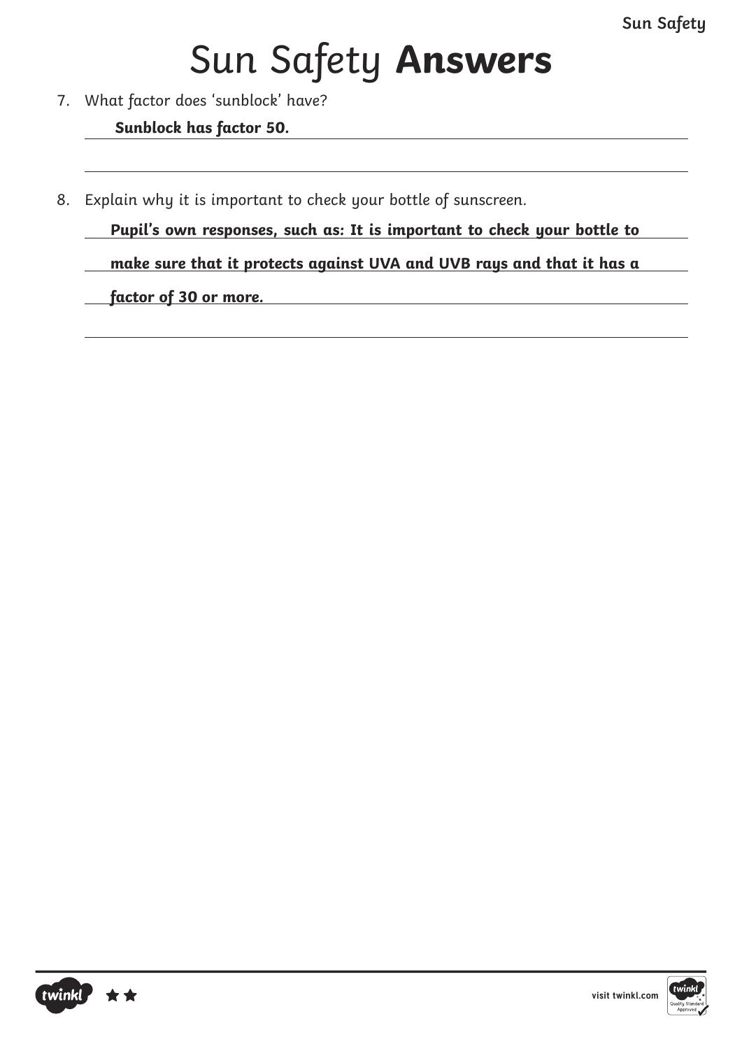# Sun Safety **Answers**

7. What factor does 'sunblock' have?

   **Sunblock has factor 50.**

8. Explain why it is important to check your bottle of sunscreen.

   **Pupil's own responses, such as: It is important to check your bottle to make sure that it protects against UVA and UVB rays and that it has a factor of 30 or more.**